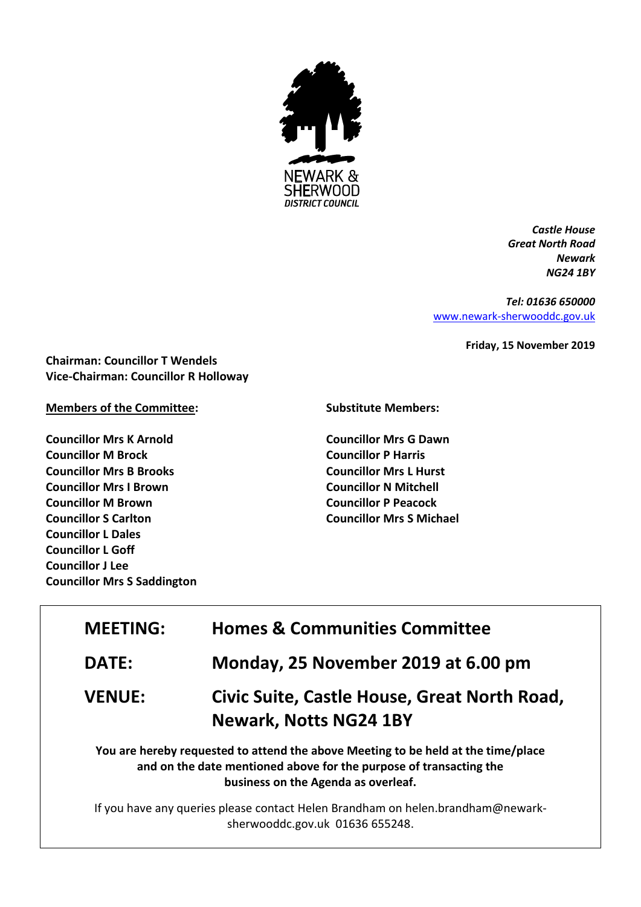NEWARK & SHERWOOD *DISTRICT COUNCIL*

***Castle House***
***Great North Road***
***Newark***
***NG24 1BY***

***Tel: 01636 650000***
[www.newark-sherwooddc.gov.uk](http://www.newark-sherwooddc.gov.uk)

**Friday, 15 November 2019**

**Chairman: Councillor T Wendels**
**Vice-Chairman: Councillor R Holloway**

**Members of the Committee:**

**Councillor Mrs K Arnold**
**Councillor M Brock**
**Councillor Mrs B Brooks**
**Councillor Mrs I Brown**
**Councillor M Brown**
**Councillor S Carlton**
**Councillor L Dales**
**Councillor L Goff**
**Councillor J Lee**
**Councillor Mrs S Saddington**

**Substitute Members:**

**Councillor Mrs G Dawn**
**Councillor P Harris**
**Councillor Mrs L Hurst**
**Councillor N Mitchell**
**Councillor P Peacock**
**Councillor Mrs S Michael**

| | |
|---|---|
| **MEETING:** | **Homes & Communities Committee** |
| **DATE:** | **Monday, 25 November 2019 at 6.00 pm** |
| **VENUE:** | **Civic Suite, Castle House, Great North Road, Newark, Notts NG24 1BY** |

**You are hereby requested to attend the above Meeting to be held at the time/place and on the date mentioned above for the purpose of transacting the business on the Agenda as overleaf.**

If you have any queries please contact Helen Brandham on helen.brandham@newark-sherwooddc.gov.uk 01636 655248.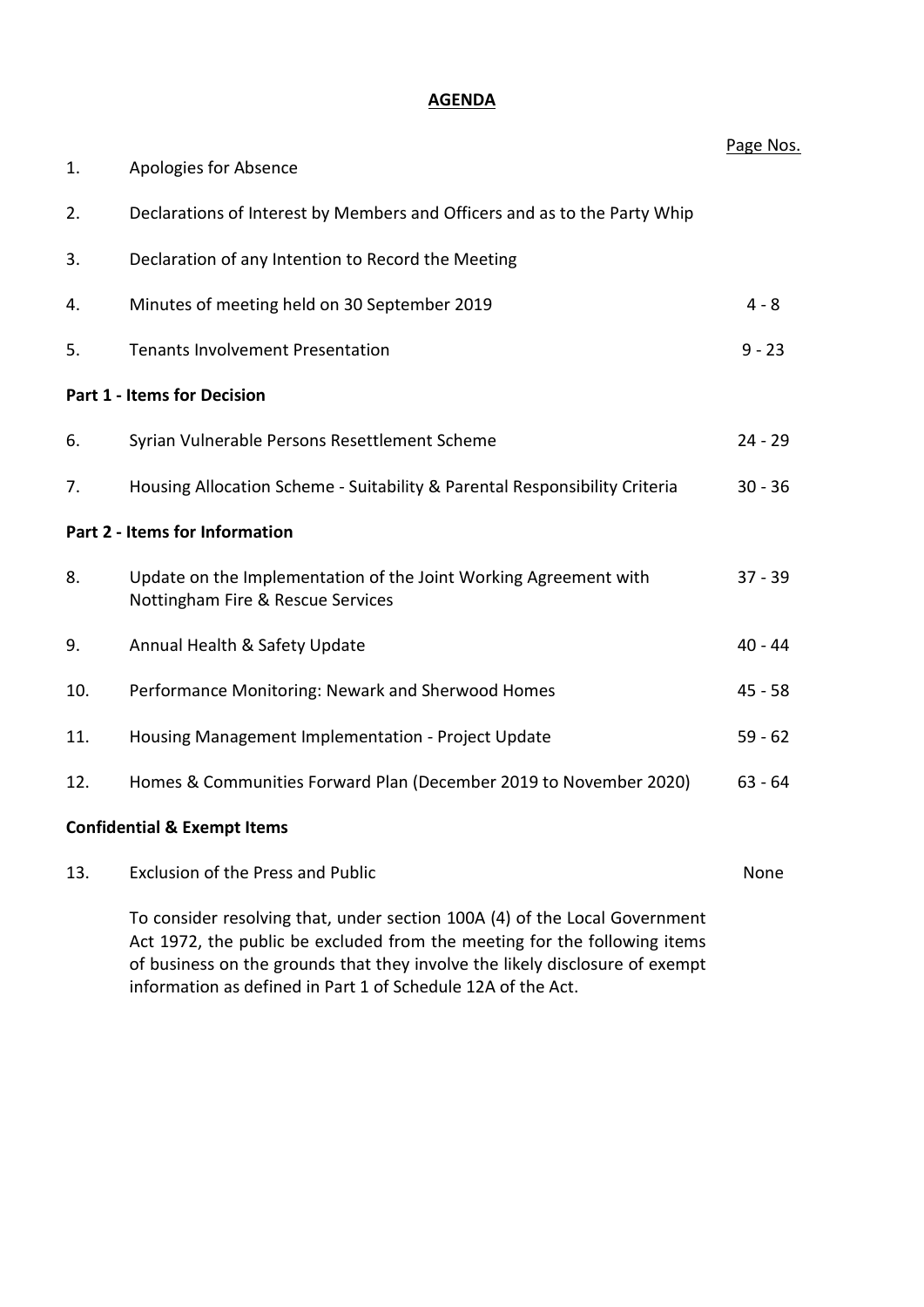# AGENDA

| | | Page Nos. |
|---|---|---|
| 1. | Apologies for Absence | |
| 2. | Declarations of Interest by Members and Officers and as to the Party Whip | |
| 3. | Declaration of any Intention to Record the Meeting | |
| 4. | Minutes of meeting held on 30 September 2019 | 4 - 8 |
| 5. | Tenants Involvement Presentation | 9 - 23 |
| **Part 1 - Items for Decision** | | |
| 6. | Syrian Vulnerable Persons Resettlement Scheme | 24 - 29 |
| 7. | Housing Allocation Scheme - Suitability & Parental Responsibility Criteria | 30 - 36 |
| **Part 2 - Items for Information** | | |
| 8. | Update on the Implementation of the Joint Working Agreement with Nottingham Fire & Rescue Services | 37 - 39 |
| 9. | Annual Health & Safety Update | 40 - 44 |
| 10. | Performance Monitoring: Newark and Sherwood Homes | 45 - 58 |
| 11. | Housing Management Implementation - Project Update | 59 - 62 |
| 12. | Homes & Communities Forward Plan (December 2019 to November 2020) | 63 - 64 |
| **Confidential & Exempt Items** | | |
| 13. | Exclusion of the Press and Public | None |

To consider resolving that, under section 100A (4) of the Local Government Act 1972, the public be excluded from the meeting for the following items of business on the grounds that they involve the likely disclosure of exempt information as defined in Part 1 of Schedule 12A of the Act.